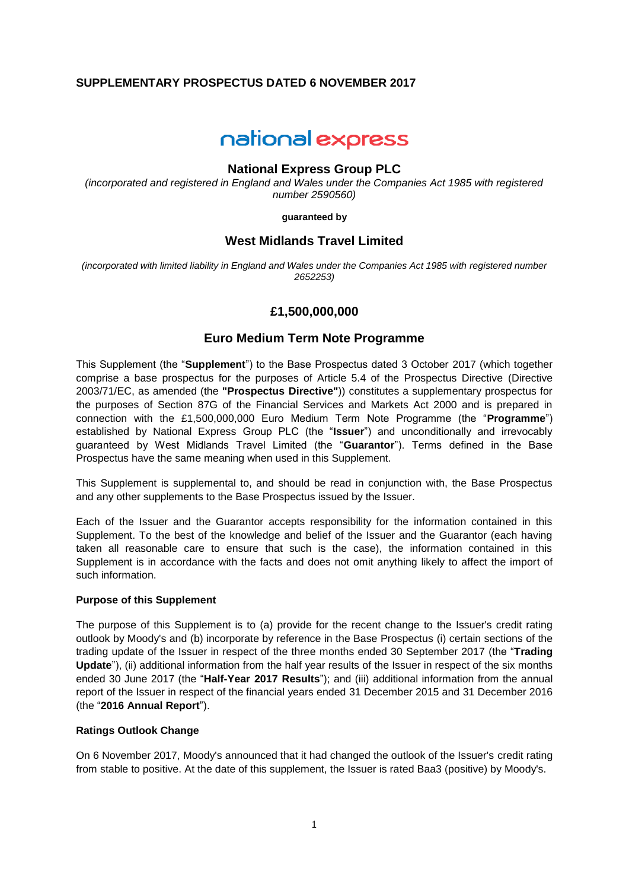**SUPPLEMENTARY PROSPECTUS DATED 6 NOVEMBER 2017**

national express

## National Express Group PLC

*(incorporated and registered in England and Wales under the Companies Act 1985 with registered number 2590560)*

**guaranteed by**

## West Midlands Travel Limited

*(incorporated with limited liability in England and Wales under the Companies Act 1985 with registered number 2652253)*

## £1,500,000,000

## Euro Medium Term Note Programme

This Supplement (the "**Supplement**") to the Base Prospectus dated 3 October 2017 (which together comprise a base prospectus for the purposes of Article 5.4 of the Prospectus Directive (Directive 2003/71/EC, as amended (the **"Prospectus Directive"**)) constitutes a supplementary prospectus for the purposes of Section 87G of the Financial Services and Markets Act 2000 and is prepared in connection with the £1,500,000,000 Euro Medium Term Note Programme (the "**Programme**") established by National Express Group PLC (the "**Issuer**") and unconditionally and irrevocably guaranteed by West Midlands Travel Limited (the "**Guarantor**"). Terms defined in the Base Prospectus have the same meaning when used in this Supplement.

This Supplement is supplemental to, and should be read in conjunction with, the Base Prospectus and any other supplements to the Base Prospectus issued by the Issuer.

Each of the Issuer and the Guarantor accepts responsibility for the information contained in this Supplement. To the best of the knowledge and belief of the Issuer and the Guarantor (each having taken all reasonable care to ensure that such is the case), the information contained in this Supplement is in accordance with the facts and does not omit anything likely to affect the import of such information.

**Purpose of this Supplement**

The purpose of this Supplement is to (a) provide for the recent change to the Issuer's credit rating outlook by Moody's and (b) incorporate by reference in the Base Prospectus (i) certain sections of the trading update of the Issuer in respect of the three months ended 30 September 2017 (the "**Trading Update**"), (ii) additional information from the half year results of the Issuer in respect of the six months ended 30 June 2017 (the "**Half-Year 2017 Results**"); and (iii) additional information from the annual report of the Issuer in respect of the financial years ended 31 December 2015 and 31 December 2016 (the "**2016 Annual Report**").

**Ratings Outlook Change**

On 6 November 2017, Moody's announced that it had changed the outlook of the Issuer's credit rating from stable to positive. At the date of this supplement, the Issuer is rated Baa3 (positive) by Moody's.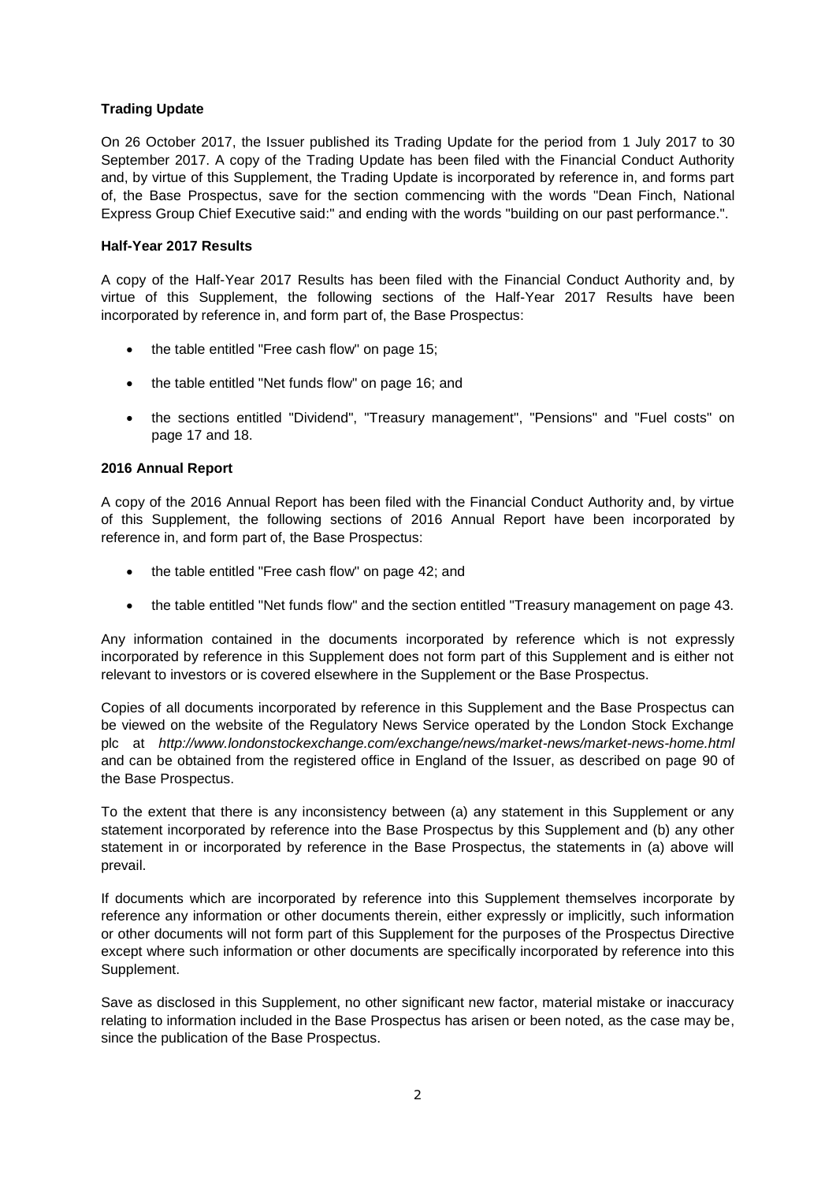**Trading Update**

On 26 October 2017, the Issuer published its Trading Update for the period from 1 July 2017 to 30 September 2017. A copy of the Trading Update has been filed with the Financial Conduct Authority and, by virtue of this Supplement, the Trading Update is incorporated by reference in, and forms part of, the Base Prospectus, save for the section commencing with the words "Dean Finch, National Express Group Chief Executive said:" and ending with the words "building on our past performance.".

**Half-Year 2017 Results**

A copy of the Half-Year 2017 Results has been filed with the Financial Conduct Authority and, by virtue of this Supplement, the following sections of the Half-Year 2017 Results have been incorporated by reference in, and form part of, the Base Prospectus:

- the table entitled "Free cash flow" on page 15;
- the table entitled "Net funds flow" on page 16; and
- the sections entitled "Dividend", "Treasury management", "Pensions" and "Fuel costs" on page 17 and 18.

**2016 Annual Report**

A copy of the 2016 Annual Report has been filed with the Financial Conduct Authority and, by virtue of this Supplement, the following sections of 2016 Annual Report have been incorporated by reference in, and form part of, the Base Prospectus:

- the table entitled "Free cash flow" on page 42; and
- the table entitled "Net funds flow" and the section entitled "Treasury management on page 43.

Any information contained in the documents incorporated by reference which is not expressly incorporated by reference in this Supplement does not form part of this Supplement and is either not relevant to investors or is covered elsewhere in the Supplement or the Base Prospectus.

Copies of all documents incorporated by reference in this Supplement and the Base Prospectus can be viewed on the website of the Regulatory News Service operated by the London Stock Exchange plc at *http://www.londonstockexchange.com/exchange/news/market-news/market-news-home.html* and can be obtained from the registered office in England of the Issuer, as described on page 90 of the Base Prospectus.

To the extent that there is any inconsistency between (a) any statement in this Supplement or any statement incorporated by reference into the Base Prospectus by this Supplement and (b) any other statement in or incorporated by reference in the Base Prospectus, the statements in (a) above will prevail.

If documents which are incorporated by reference into this Supplement themselves incorporate by reference any information or other documents therein, either expressly or implicitly, such information or other documents will not form part of this Supplement for the purposes of the Prospectus Directive except where such information or other documents are specifically incorporated by reference into this Supplement.

Save as disclosed in this Supplement, no other significant new factor, material mistake or inaccuracy relating to information included in the Base Prospectus has arisen or been noted, as the case may be, since the publication of the Base Prospectus.